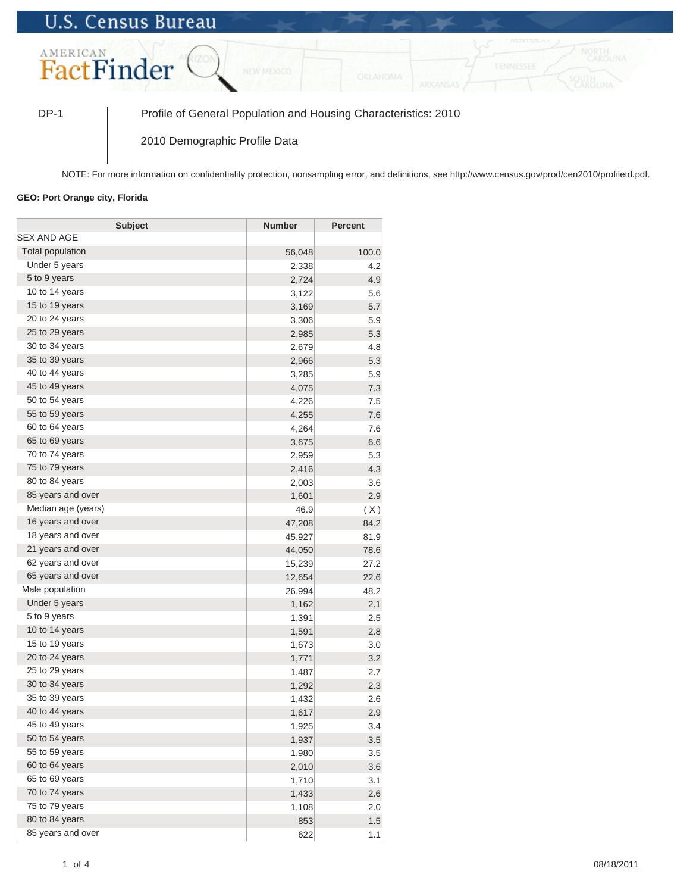U.S. Census Bureau

AMERICAN FactFinder

DP-1 | Profile of General Population and Housing Characteristics: 2010

2010 Demographic Profile Data

NOTE: For more information on confidentiality protection, nonsampling error, and definitions, see http://www.census.gov/prod/cen2010/profiletd.pdf.

**GEO: Port Orange city, Florida**

| Subject | Number | Percent |
|---|---|---|
| SEX AND AGE | | |
| Total population | 56,048 | 100.0 |
| Under 5 years | 2,338 | 4.2 |
| 5 to 9 years | 2,724 | 4.9 |
| 10 to 14 years | 3,122 | 5.6 |
| 15 to 19 years | 3,169 | 5.7 |
| 20 to 24 years | 3,306 | 5.9 |
| 25 to 29 years | 2,985 | 5.3 |
| 30 to 34 years | 2,679 | 4.8 |
| 35 to 39 years | 2,966 | 5.3 |
| 40 to 44 years | 3,285 | 5.9 |
| 45 to 49 years | 4,075 | 7.3 |
| 50 to 54 years | 4,226 | 7.5 |
| 55 to 59 years | 4,255 | 7.6 |
| 60 to 64 years | 4,264 | 7.6 |
| 65 to 69 years | 3,675 | 6.6 |
| 70 to 74 years | 2,959 | 5.3 |
| 75 to 79 years | 2,416 | 4.3 |
| 80 to 84 years | 2,003 | 3.6 |
| 85 years and over | 1,601 | 2.9 |
| Median age (years) | 46.9 | ( X ) |
| 16 years and over | 47,208 | 84.2 |
| 18 years and over | 45,927 | 81.9 |
| 21 years and over | 44,050 | 78.6 |
| 62 years and over | 15,239 | 27.2 |
| 65 years and over | 12,654 | 22.6 |
| Male population | 26,994 | 48.2 |
| Under 5 years | 1,162 | 2.1 |
| 5 to 9 years | 1,391 | 2.5 |
| 10 to 14 years | 1,591 | 2.8 |
| 15 to 19 years | 1,673 | 3.0 |
| 20 to 24 years | 1,771 | 3.2 |
| 25 to 29 years | 1,487 | 2.7 |
| 30 to 34 years | 1,292 | 2.3 |
| 35 to 39 years | 1,432 | 2.6 |
| 40 to 44 years | 1,617 | 2.9 |
| 45 to 49 years | 1,925 | 3.4 |
| 50 to 54 years | 1,937 | 3.5 |
| 55 to 59 years | 1,980 | 3.5 |
| 60 to 64 years | 2,010 | 3.6 |
| 65 to 69 years | 1,710 | 3.1 |
| 70 to 74 years | 1,433 | 2.6 |
| 75 to 79 years | 1,108 | 2.0 |
| 80 to 84 years | 853 | 1.5 |
| 85 years and over | 622 | 1.1 |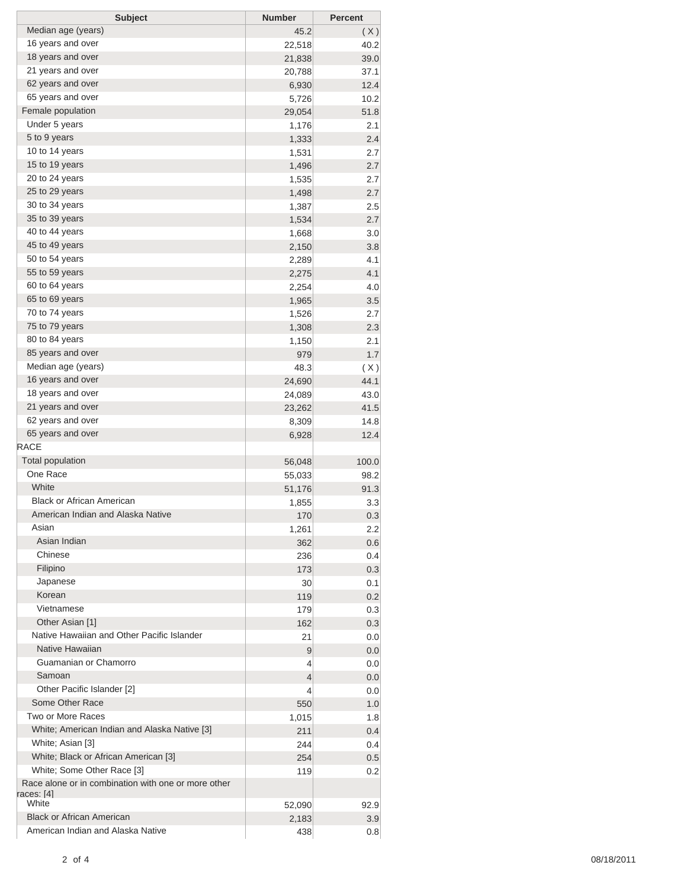| Subject | Number | Percent |
|---|---|---|
| Median age (years) | 45.2 | ( X ) |
| 16 years and over | 22,518 | 40.2 |
| 18 years and over | 21,838 | 39.0 |
| 21 years and over | 20,788 | 37.1 |
| 62 years and over | 6,930 | 12.4 |
| 65 years and over | 5,726 | 10.2 |
| Female population | 29,054 | 51.8 |
| Under 5 years | 1,176 | 2.1 |
| 5 to 9 years | 1,333 | 2.4 |
| 10 to 14 years | 1,531 | 2.7 |
| 15 to 19 years | 1,496 | 2.7 |
| 20 to 24 years | 1,535 | 2.7 |
| 25 to 29 years | 1,498 | 2.7 |
| 30 to 34 years | 1,387 | 2.5 |
| 35 to 39 years | 1,534 | 2.7 |
| 40 to 44 years | 1,668 | 3.0 |
| 45 to 49 years | 2,150 | 3.8 |
| 50 to 54 years | 2,289 | 4.1 |
| 55 to 59 years | 2,275 | 4.1 |
| 60 to 64 years | 2,254 | 4.0 |
| 65 to 69 years | 1,965 | 3.5 |
| 70 to 74 years | 1,526 | 2.7 |
| 75 to 79 years | 1,308 | 2.3 |
| 80 to 84 years | 1,150 | 2.1 |
| 85 years and over | 979 | 1.7 |
| Median age (years) | 48.3 | ( X ) |
| 16 years and over | 24,690 | 44.1 |
| 18 years and over | 24,089 | 43.0 |
| 21 years and over | 23,262 | 41.5 |
| 62 years and over | 8,309 | 14.8 |
| 65 years and over | 6,928 | 12.4 |
| RACE | | |
| Total population | 56,048 | 100.0 |
| One Race | 55,033 | 98.2 |
| White | 51,176 | 91.3 |
| Black or African American | 1,855 | 3.3 |
| American Indian and Alaska Native | 170 | 0.3 |
| Asian | 1,261 | 2.2 |
| Asian Indian | 362 | 0.6 |
| Chinese | 236 | 0.4 |
| Filipino | 173 | 0.3 |
| Japanese | 30 | 0.1 |
| Korean | 119 | 0.2 |
| Vietnamese | 179 | 0.3 |
| Other Asian [1] | 162 | 0.3 |
| Native Hawaiian and Other Pacific Islander | 21 | 0.0 |
| Native Hawaiian | 9 | 0.0 |
| Guamanian or Chamorro | 4 | 0.0 |
| Samoan | 4 | 0.0 |
| Other Pacific Islander [2] | 4 | 0.0 |
| Some Other Race | 550 | 1.0 |
| Two or More Races | 1,015 | 1.8 |
| White; American Indian and Alaska Native [3] | 211 | 0.4 |
| White; Asian [3] | 244 | 0.4 |
| White; Black or African American [3] | 254 | 0.5 |
| White; Some Other Race [3] | 119 | 0.2 |
| Race alone or in combination with one or more other races: [4] | | |
| White | 52,090 | 92.9 |
| Black or African American | 2,183 | 3.9 |
| American Indian and Alaska Native | 438 | 0.8 |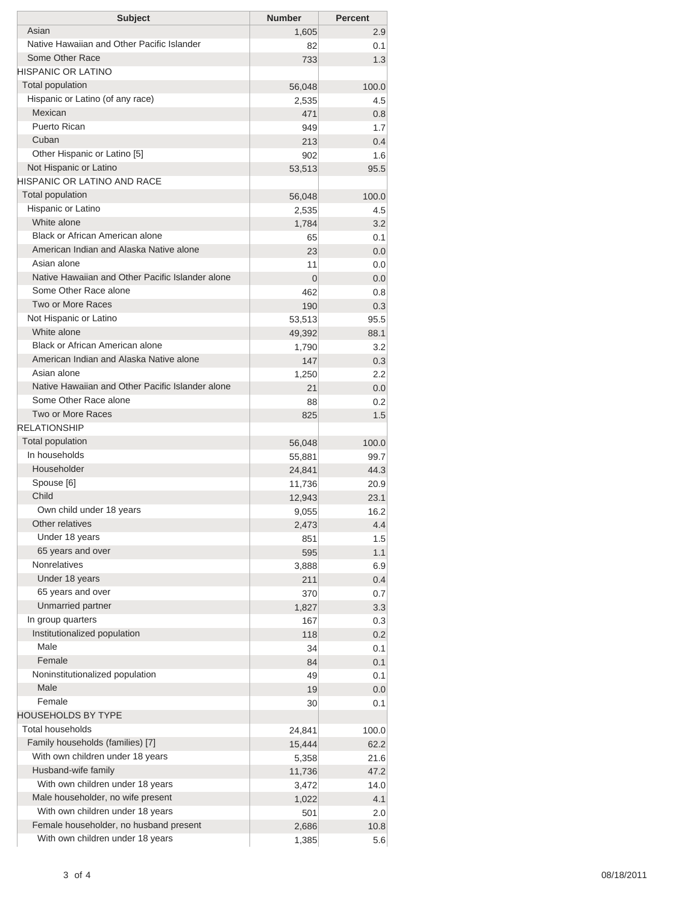| Subject | Number | Percent |
|---|---|---|
| Asian | 1,605 | 2.9 |
| Native Hawaiian and Other Pacific Islander | 82 | 0.1 |
| Some Other Race | 733 | 1.3 |
| HISPANIC OR LATINO | | |
| Total population | 56,048 | 100.0 |
| Hispanic or Latino (of any race) | 2,535 | 4.5 |
| Mexican | 471 | 0.8 |
| Puerto Rican | 949 | 1.7 |
| Cuban | 213 | 0.4 |
| Other Hispanic or Latino [5] | 902 | 1.6 |
| Not Hispanic or Latino | 53,513 | 95.5 |
| HISPANIC OR LATINO AND RACE | | |
| Total population | 56,048 | 100.0 |
| Hispanic or Latino | 2,535 | 4.5 |
| White alone | 1,784 | 3.2 |
| Black or African American alone | 65 | 0.1 |
| American Indian and Alaska Native alone | 23 | 0.0 |
| Asian alone | 11 | 0.0 |
| Native Hawaiian and Other Pacific Islander alone | 0 | 0.0 |
| Some Other Race alone | 462 | 0.8 |
| Two or More Races | 190 | 0.3 |
| Not Hispanic or Latino | 53,513 | 95.5 |
| White alone | 49,392 | 88.1 |
| Black or African American alone | 1,790 | 3.2 |
| American Indian and Alaska Native alone | 147 | 0.3 |
| Asian alone | 1,250 | 2.2 |
| Native Hawaiian and Other Pacific Islander alone | 21 | 0.0 |
| Some Other Race alone | 88 | 0.2 |
| Two or More Races | 825 | 1.5 |
| RELATIONSHIP | | |
| Total population | 56,048 | 100.0 |
| In households | 55,881 | 99.7 |
| Householder | 24,841 | 44.3 |
| Spouse [6] | 11,736 | 20.9 |
| Child | 12,943 | 23.1 |
| Own child under 18 years | 9,055 | 16.2 |
| Other relatives | 2,473 | 4.4 |
| Under 18 years | 851 | 1.5 |
| 65 years and over | 595 | 1.1 |
| Nonrelatives | 3,888 | 6.9 |
| Under 18 years | 211 | 0.4 |
| 65 years and over | 370 | 0.7 |
| Unmarried partner | 1,827 | 3.3 |
| In group quarters | 167 | 0.3 |
| Institutionalized population | 118 | 0.2 |
| Male | 34 | 0.1 |
| Female | 84 | 0.1 |
| Noninstitutionalized population | 49 | 0.1 |
| Male | 19 | 0.0 |
| Female | 30 | 0.1 |
| HOUSEHOLDS BY TYPE | | |
| Total households | 24,841 | 100.0 |
| Family households (families) [7] | 15,444 | 62.2 |
| With own children under 18 years | 5,358 | 21.6 |
| Husband-wife family | 11,736 | 47.2 |
| With own children under 18 years | 3,472 | 14.0 |
| Male householder, no wife present | 1,022 | 4.1 |
| With own children under 18 years | 501 | 2.0 |
| Female householder, no husband present | 2,686 | 10.8 |
| With own children under 18 years | 1,385 | 5.6 |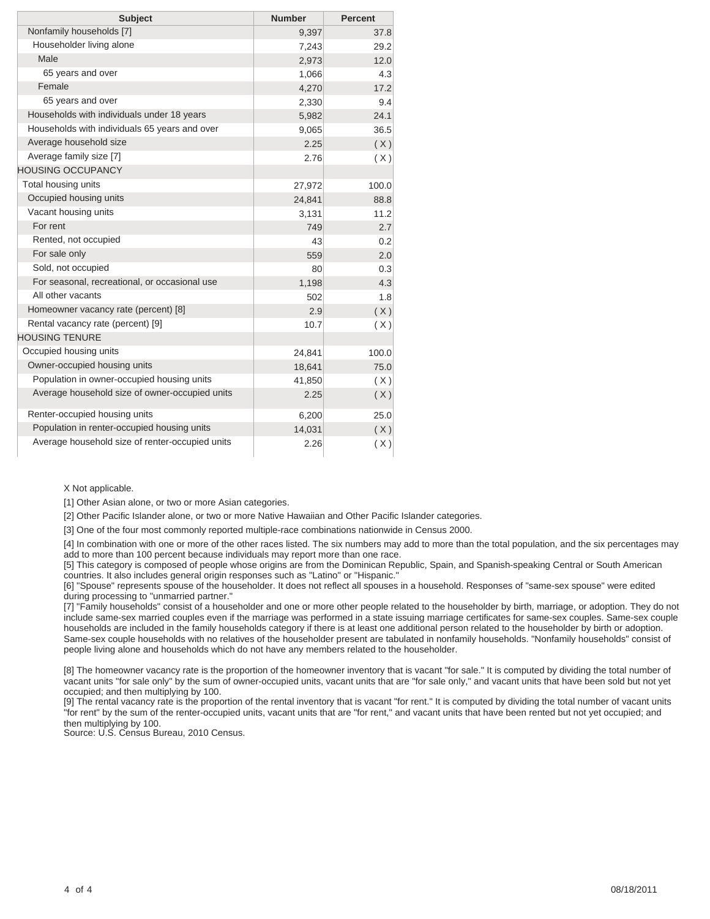| Subject | Number | Percent |
|---|---|---|
| Nonfamily households [7] | 9,397 | 37.8 |
| Householder living alone | 7,243 | 29.2 |
| Male | 2,973 | 12.0 |
| 65 years and over | 1,066 | 4.3 |
| Female | 4,270 | 17.2 |
| 65 years and over | 2,330 | 9.4 |
| Households with individuals under 18 years | 5,982 | 24.1 |
| Households with individuals 65 years and over | 9,065 | 36.5 |
| Average household size | 2.25 | ( X ) |
| Average family size [7] | 2.76 | ( X ) |
| HOUSING OCCUPANCY | | |
| Total housing units | 27,972 | 100.0 |
| Occupied housing units | 24,841 | 88.8 |
| Vacant housing units | 3,131 | 11.2 |
| For rent | 749 | 2.7 |
| Rented, not occupied | 43 | 0.2 |
| For sale only | 559 | 2.0 |
| Sold, not occupied | 80 | 0.3 |
| For seasonal, recreational, or occasional use | 1,198 | 4.3 |
| All other vacants | 502 | 1.8 |
| Homeowner vacancy rate (percent) [8] | 2.9 | ( X ) |
| Rental vacancy rate (percent) [9] | 10.7 | ( X ) |
| HOUSING TENURE | | |
| Occupied housing units | 24,841 | 100.0 |
| Owner-occupied housing units | 18,641 | 75.0 |
| Population in owner-occupied housing units | 41,850 | ( X ) |
| Average household size of owner-occupied units | 2.25 | ( X ) |
| Renter-occupied housing units | 6,200 | 25.0 |
| Population in renter-occupied housing units | 14,031 | ( X ) |
| Average household size of renter-occupied units | 2.26 | ( X ) |

X Not applicable.

[1] Other Asian alone, or two or more Asian categories.

[2] Other Pacific Islander alone, or two or more Native Hawaiian and Other Pacific Islander categories.

[3] One of the four most commonly reported multiple-race combinations nationwide in Census 2000.

[4] In combination with one or more of the other races listed. The six numbers may add to more than the total population, and the six percentages may add to more than 100 percent because individuals may report more than one race.

[5] This category is composed of people whose origins are from the Dominican Republic, Spain, and Spanish-speaking Central or South American countries. It also includes general origin responses such as "Latino" or "Hispanic."

[6] "Spouse" represents spouse of the householder. It does not reflect all spouses in a household. Responses of "same-sex spouse" were edited during processing to "unmarried partner."

[7] "Family households" consist of a householder and one or more other people related to the householder by birth, marriage, or adoption. They do not include same-sex married couples even if the marriage was performed in a state issuing marriage certificates for same-sex couples. Same-sex couple households are included in the family households category if there is at least one additional person related to the householder by birth or adoption. Same-sex couple households with no relatives of the householder present are tabulated in nonfamily households. "Nonfamily households" consist of people living alone and households which do not have any members related to the householder.

[8] The homeowner vacancy rate is the proportion of the homeowner inventory that is vacant "for sale." It is computed by dividing the total number of vacant units "for sale only" by the sum of owner-occupied units, vacant units that are "for sale only," and vacant units that have been sold but not yet occupied; and then multiplying by 100.

[9] The rental vacancy rate is the proportion of the rental inventory that is vacant "for rent." It is computed by dividing the total number of vacant units "for rent" by the sum of the renter-occupied units, vacant units that are "for rent," and vacant units that have been rented but not yet occupied; and then multiplying by 100.

Source: U.S. Census Bureau, 2010 Census.